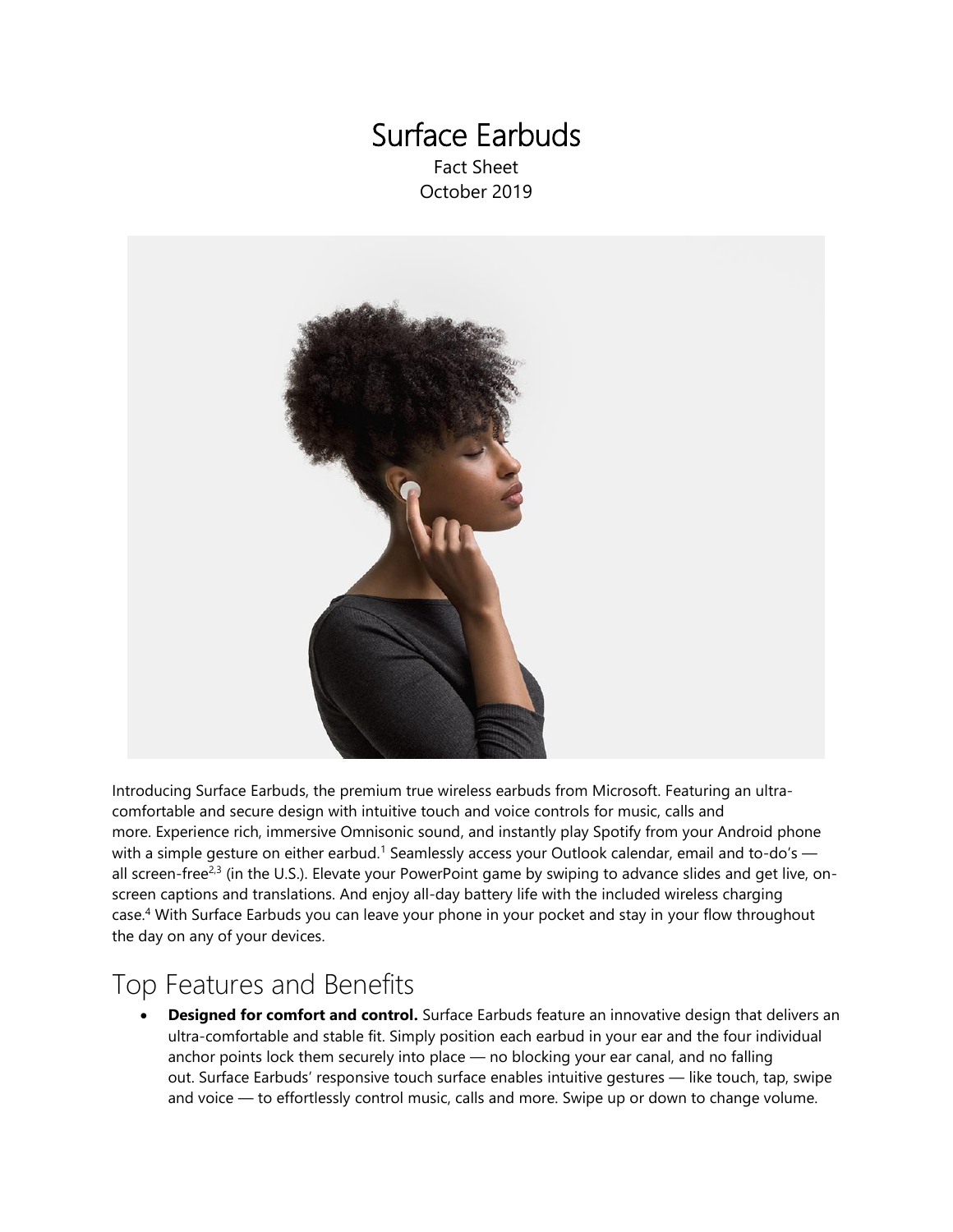# Surface Earbuds

Fact Sheet
October 2019

Introducing Surface Earbuds, the premium true wireless earbuds from Microsoft. Featuring an ultra-comfortable and secure design with intuitive touch and voice controls for music, calls and more. Experience rich, immersive Omnisonic sound, and instantly play Spotify from your Android phone with a simple gesture on either earbud.[1] Seamlessly access your Outlook calendar, email and to-do's — all screen-free[2,3] (in the U.S.). Elevate your PowerPoint game by swiping to advance slides and get live, on-screen captions and translations. And enjoy all-day battery life with the included wireless charging case.[4] With Surface Earbuds you can leave your phone in your pocket and stay in your flow throughout the day on any of your devices.

## Top Features and Benefits

- **Designed for comfort and control.** Surface Earbuds feature an innovative design that delivers an ultra-comfortable and stable fit. Simply position each earbud in your ear and the four individual anchor points lock them securely into place — no blocking your ear canal, and no falling out. Surface Earbuds' responsive touch surface enables intuitive gestures — like touch, tap, swipe and voice — to effortlessly control music, calls and more. Swipe up or down to change volume.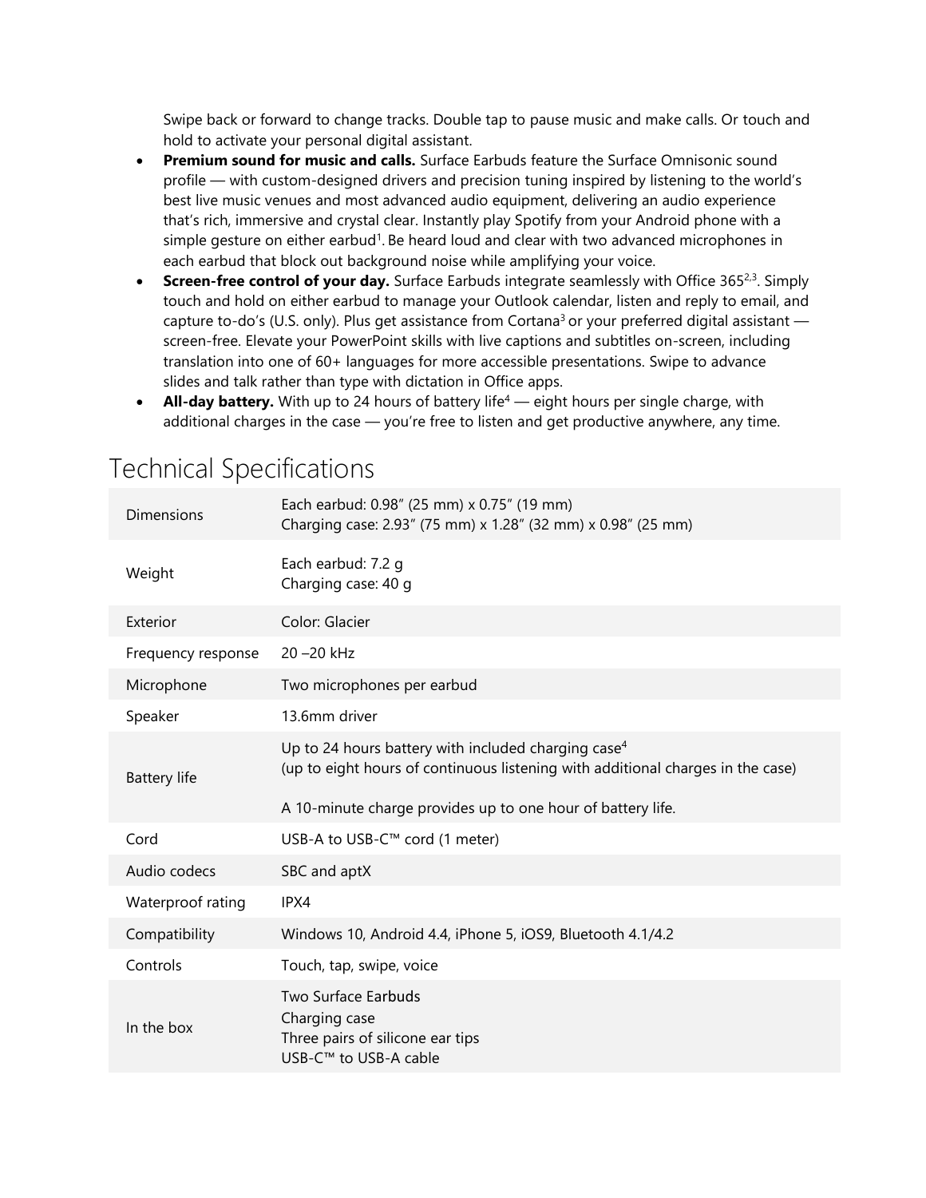Swipe back or forward to change tracks. Double tap to pause music and make calls. Or touch and hold to activate your personal digital assistant.

- **Premium sound for music and calls.** Surface Earbuds feature the Surface Omnisonic sound profile — with custom-designed drivers and precision tuning inspired by listening to the world's best live music venues and most advanced audio equipment, delivering an audio experience that's rich, immersive and crystal clear. Instantly play Spotify from your Android phone with a simple gesture on either earbud[1]. Be heard loud and clear with two advanced microphones in each earbud that block out background noise while amplifying your voice.
- **Screen-free control of your day.** Surface Earbuds integrate seamlessly with Office 365[2,3]. Simply touch and hold on either earbud to manage your Outlook calendar, listen and reply to email, and capture to-do's (U.S. only). Plus get assistance from Cortana[3] or your preferred digital assistant — screen-free. Elevate your PowerPoint skills with live captions and subtitles on-screen, including translation into one of 60+ languages for more accessible presentations. Swipe to advance slides and talk rather than type with dictation in Office apps.
- **All-day battery.** With up to 24 hours of battery life[4] — eight hours per single charge, with additional charges in the case — you're free to listen and get productive anywhere, any time.

# Technical Specifications

| | |
|---|---|
| Dimensions | Each earbud: 0.98" (25 mm) x 0.75" (19 mm)<br>Charging case: 2.93" (75 mm) x 1.28" (32 mm) x 0.98" (25 mm) |
| Weight | Each earbud: 7.2 g<br>Charging case: 40 g |
| Exterior | Color: Glacier |
| Frequency response | 20 –20 kHz |
| Microphone | Two microphones per earbud |
| Speaker | 13.6mm driver |
| Battery life | Up to 24 hours battery with included charging case[4]<br>(up to eight hours of continuous listening with additional charges in the case)<br><br>A 10-minute charge provides up to one hour of battery life. |
| Cord | USB-A to USB-C™ cord (1 meter) |
| Audio codecs | SBC and aptX |
| Waterproof rating | IPX4 |
| Compatibility | Windows 10, Android 4.4, iPhone 5, iOS9, Bluetooth 4.1/4.2 |
| Controls | Touch, tap, swipe, voice |
| In the box | Two Surface Earbuds<br>Charging case<br>Three pairs of silicone ear tips<br>USB-C™ to USB-A cable |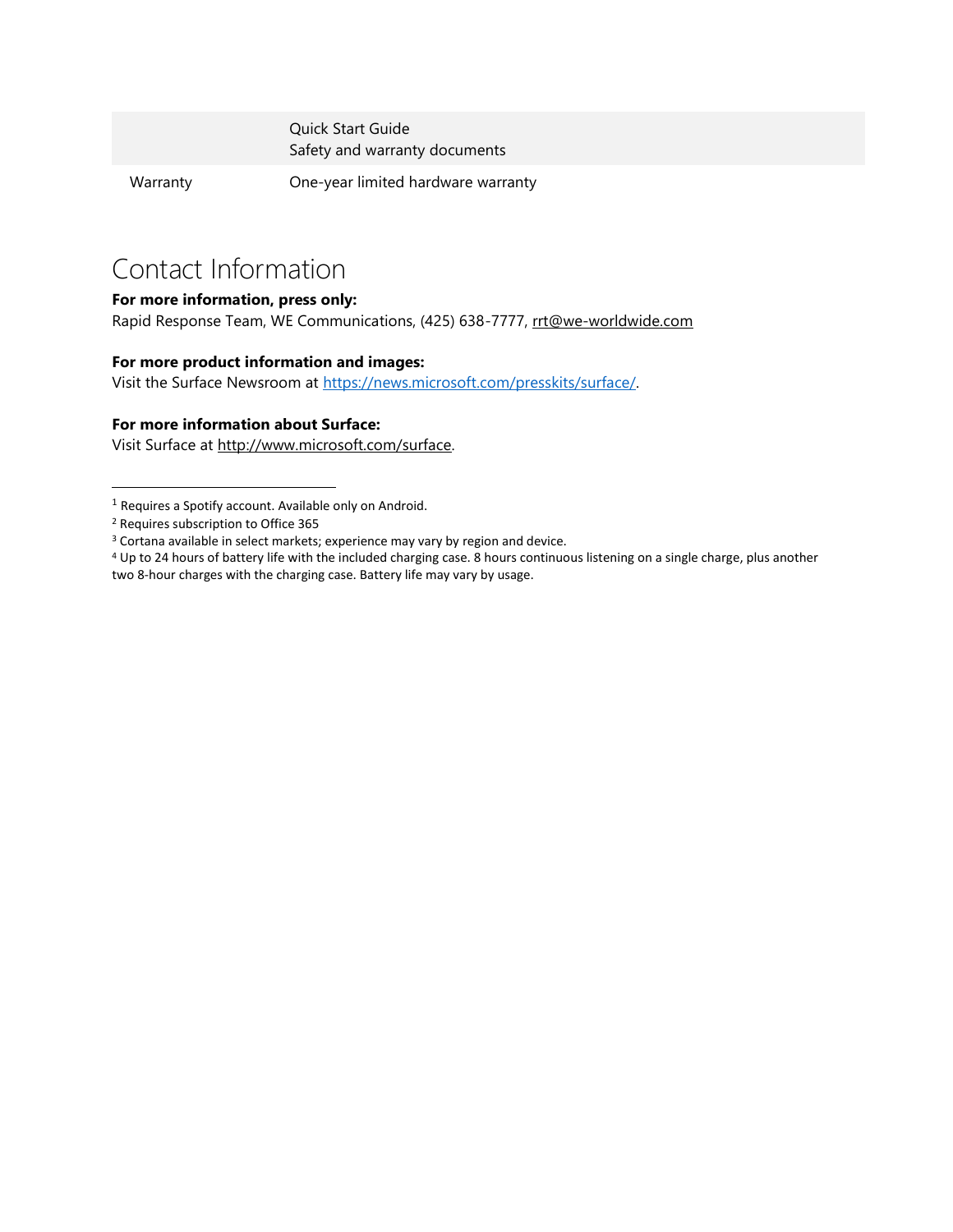| | |
|---|---|
| | Quick Start Guide<br>Safety and warranty documents |
| Warranty | One-year limited hardware warranty |

## Contact Information

**For more information, press only:**
Rapid Response Team, WE Communications, (425) 638-7777, rrt@we-worldwide.com

**For more product information and images:**
Visit the Surface Newsroom at https://news.microsoft.com/presskits/surface/.

**For more information about Surface:**
Visit Surface at http://www.microsoft.com/surface.

---

[1] Requires a Spotify account. Available only on Android.

[2] Requires subscription to Office 365

[3] Cortana available in select markets; experience may vary by region and device.

[4] Up to 24 hours of battery life with the included charging case. 8 hours continuous listening on a single charge, plus another two 8-hour charges with the charging case. Battery life may vary by usage.